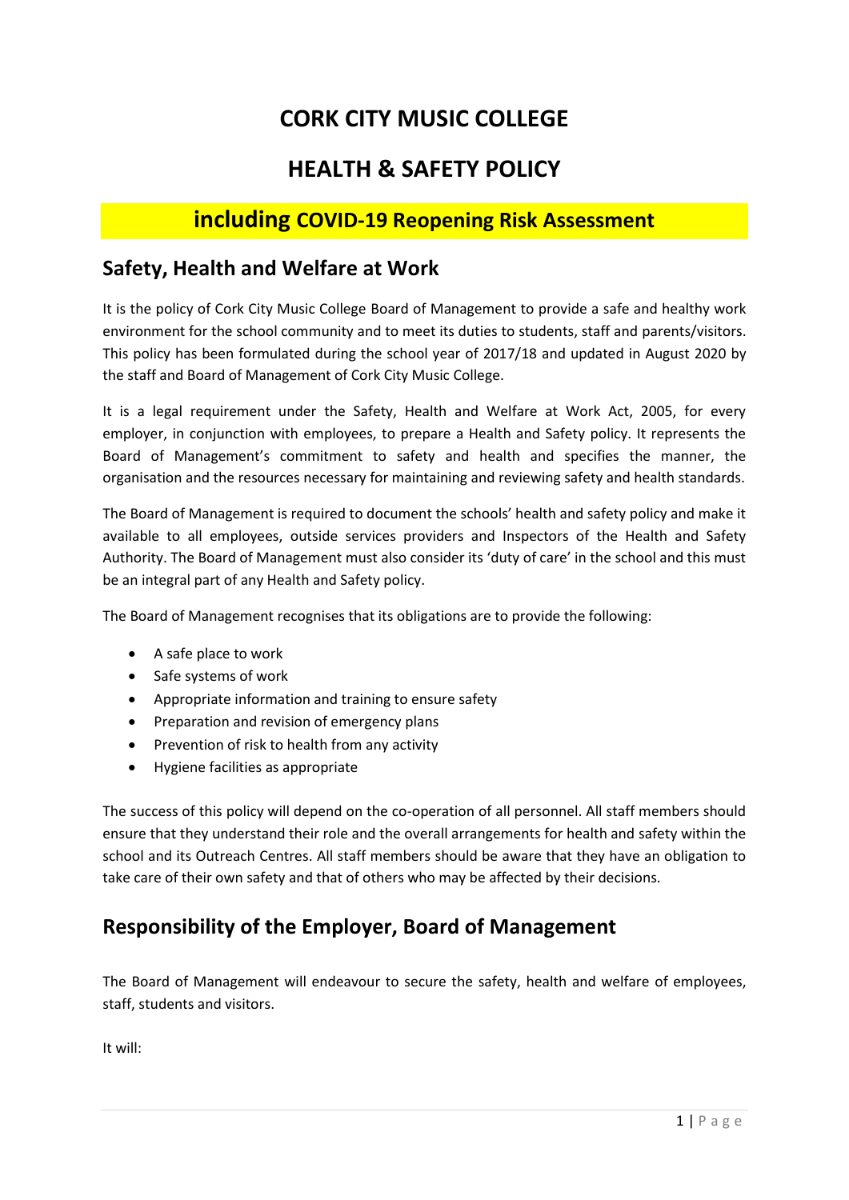# CORK CITY MUSIC COLLEGE

# HEALTH & SAFETY POLICY

## including COVID-19 Reopening Risk Assessment

## Safety, Health and Welfare at Work

It is the policy of Cork City Music College Board of Management to provide a safe and healthy work environment for the school community and to meet its duties to students, staff and parents/visitors. This policy has been formulated during the school year of 2017/18 and updated in August 2020 by the staff and Board of Management of Cork City Music College.

It is a legal requirement under the Safety, Health and Welfare at Work Act, 2005, for every employer, in conjunction with employees, to prepare a Health and Safety policy. It represents the Board of Management's commitment to safety and health and specifies the manner, the organisation and the resources necessary for maintaining and reviewing safety and health standards.

The Board of Management is required to document the schools' health and safety policy and make it available to all employees, outside services providers and Inspectors of the Health and Safety Authority. The Board of Management must also consider its 'duty of care' in the school and this must be an integral part of any Health and Safety policy.

The Board of Management recognises that its obligations are to provide the following:

- A safe place to work
- Safe systems of work
- Appropriate information and training to ensure safety
- Preparation and revision of emergency plans
- Prevention of risk to health from any activity
- Hygiene facilities as appropriate

The success of this policy will depend on the co-operation of all personnel. All staff members should ensure that they understand their role and the overall arrangements for health and safety within the school and its Outreach Centres. All staff members should be aware that they have an obligation to take care of their own safety and that of others who may be affected by their decisions.

## Responsibility of the Employer, Board of Management

The Board of Management will endeavour to secure the safety, health and welfare of employees, staff, students and visitors.

It will: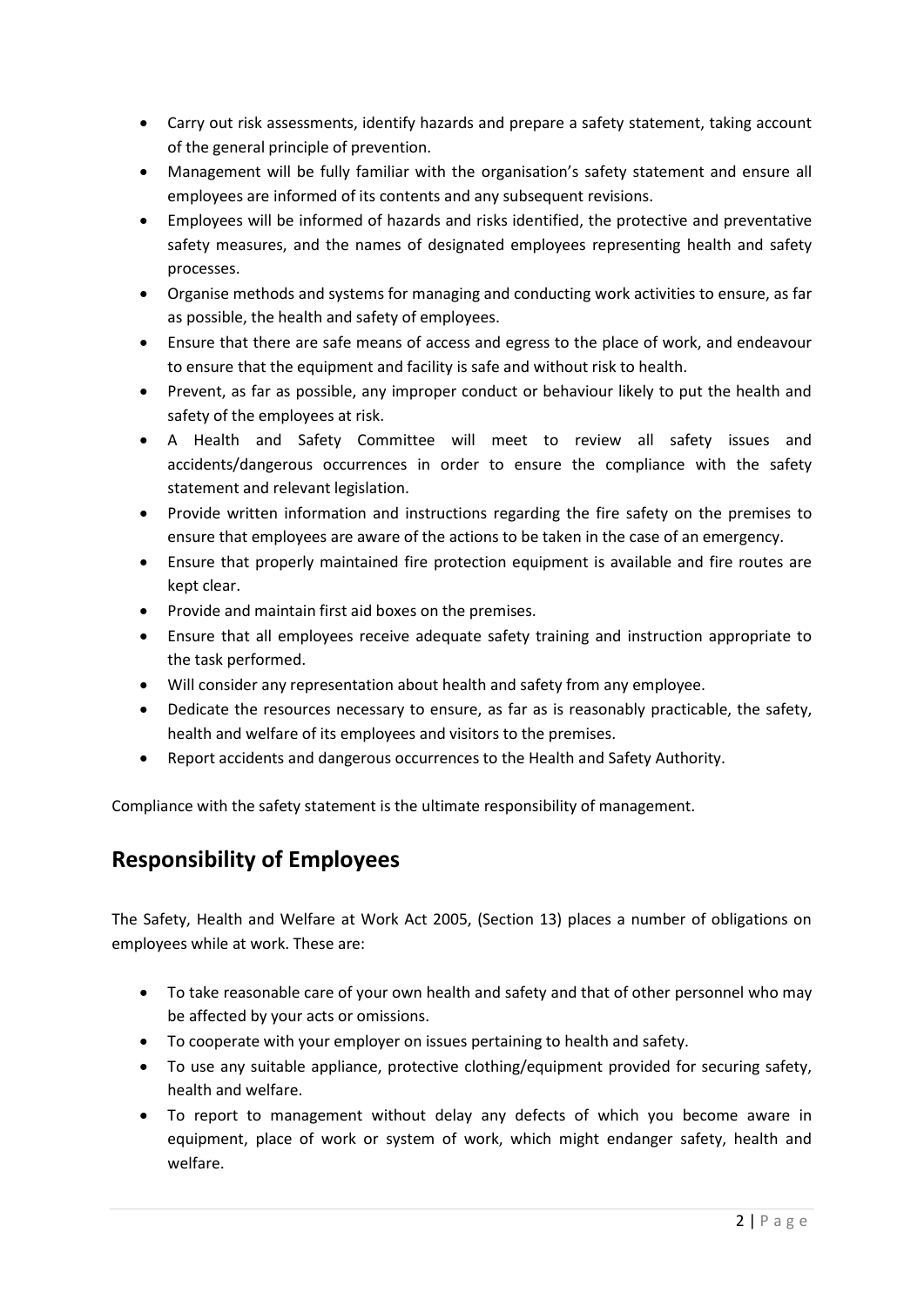- Carry out risk assessments, identify hazards and prepare a safety statement, taking account of the general principle of prevention.
- Management will be fully familiar with the organisation's safety statement and ensure all employees are informed of its contents and any subsequent revisions.
- Employees will be informed of hazards and risks identified, the protective and preventative safety measures, and the names of designated employees representing health and safety processes.
- Organise methods and systems for managing and conducting work activities to ensure, as far as possible, the health and safety of employees.
- Ensure that there are safe means of access and egress to the place of work, and endeavour to ensure that the equipment and facility is safe and without risk to health.
- Prevent, as far as possible, any improper conduct or behaviour likely to put the health and safety of the employees at risk.
- A Health and Safety Committee will meet to review all safety issues and accidents/dangerous occurrences in order to ensure the compliance with the safety statement and relevant legislation.
- Provide written information and instructions regarding the fire safety on the premises to ensure that employees are aware of the actions to be taken in the case of an emergency.
- Ensure that properly maintained fire protection equipment is available and fire routes are kept clear.
- Provide and maintain first aid boxes on the premises.
- Ensure that all employees receive adequate safety training and instruction appropriate to the task performed.
- Will consider any representation about health and safety from any employee.
- Dedicate the resources necessary to ensure, as far as is reasonably practicable, the safety, health and welfare of its employees and visitors to the premises.
- Report accidents and dangerous occurrences to the Health and Safety Authority.

Compliance with the safety statement is the ultimate responsibility of management.

## Responsibility of Employees

The Safety, Health and Welfare at Work Act 2005, (Section 13) places a number of obligations on employees while at work. These are:

- To take reasonable care of your own health and safety and that of other personnel who may be affected by your acts or omissions.
- To cooperate with your employer on issues pertaining to health and safety.
- To use any suitable appliance, protective clothing/equipment provided for securing safety, health and welfare.
- To report to management without delay any defects of which you become aware in equipment, place of work or system of work, which might endanger safety, health and welfare.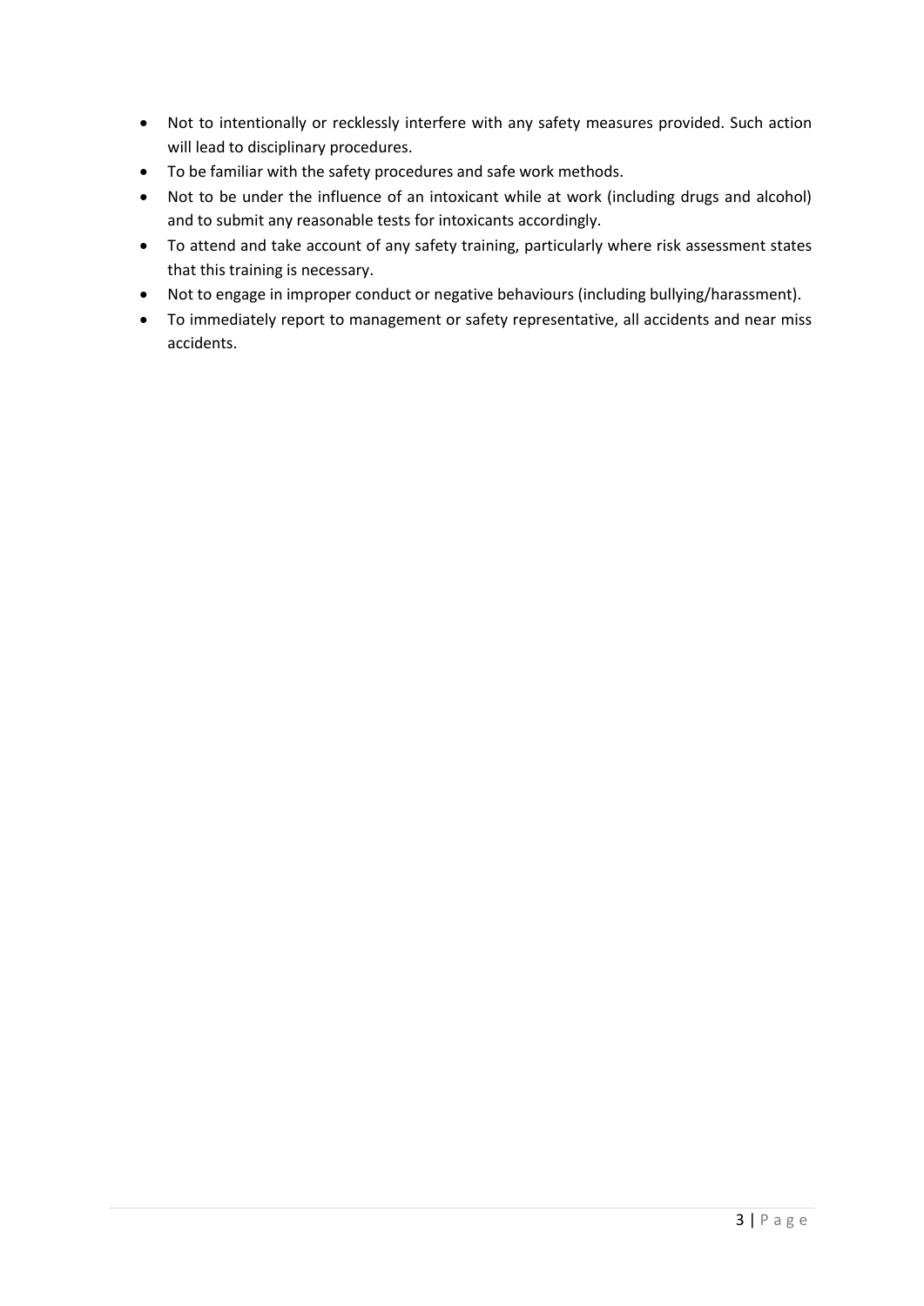- Not to intentionally or recklessly interfere with any safety measures provided. Such action will lead to disciplinary procedures.
- To be familiar with the safety procedures and safe work methods.
- Not to be under the influence of an intoxicant while at work (including drugs and alcohol) and to submit any reasonable tests for intoxicants accordingly.
- To attend and take account of any safety training, particularly where risk assessment states that this training is necessary.
- Not to engage in improper conduct or negative behaviours (including bullying/harassment).
- To immediately report to management or safety representative, all accidents and near miss accidents.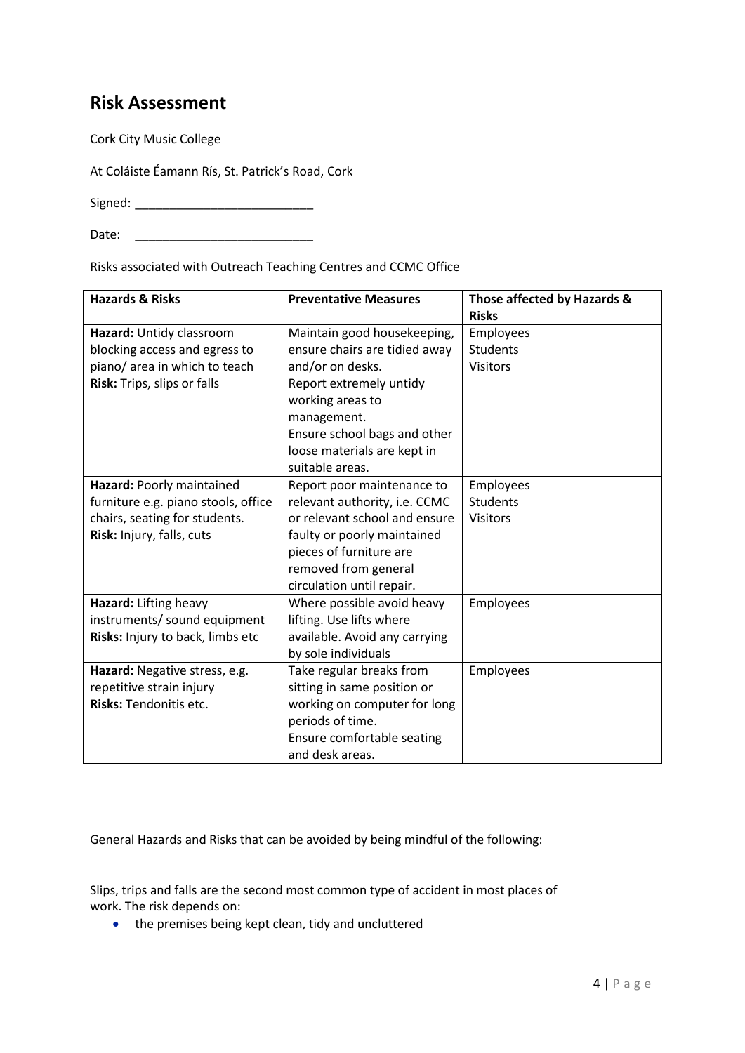## Risk Assessment

Cork City Music College

At Coláiste Éamann Rís, St. Patrick's Road, Cork

Signed: \_\_\_\_\_\_\_\_\_\_\_\_\_\_\_\_\_\_\_\_\_\_\_\_\_\_

Date: \_\_\_\_\_\_\_\_\_\_\_\_\_\_\_\_\_\_\_\_\_\_\_\_\_\_

Risks associated with Outreach Teaching Centres and CCMC Office

| Hazards & Risks | Preventative Measures | Those affected by Hazards & Risks |
|---|---|---|
| **Hazard:** Untidy classroom blocking access and egress to piano/ area in which to teach<br>**Risk:** Trips, slips or falls | Maintain good housekeeping, ensure chairs are tidied away and/or on desks.<br>Report extremely untidy working areas to management.<br>Ensure school bags and other loose materials are kept in suitable areas. | Employees<br>Students<br>Visitors |
| **Hazard:** Poorly maintained furniture e.g. piano stools, office chairs, seating for students.<br>**Risk:** Injury, falls, cuts | Report poor maintenance to relevant authority, i.e. CCMC or relevant school and ensure faulty or poorly maintained pieces of furniture are removed from general circulation until repair. | Employees<br>Students<br>Visitors |
| **Hazard:** Lifting heavy instruments/ sound equipment<br>**Risks:** Injury to back, limbs etc | Where possible avoid heavy lifting. Use lifts where available. Avoid any carrying by sole individuals | Employees |
| **Hazard:** Negative stress, e.g. repetitive strain injury<br>**Risks:** Tendonitis etc. | Take regular breaks from sitting in same position or working on computer for long periods of time.<br>Ensure comfortable seating and desk areas. | Employees |

General Hazards and Risks that can be avoided by being mindful of the following:

Slips, trips and falls are the second most common type of accident in most places of work. The risk depends on:

- the premises being kept clean, tidy and uncluttered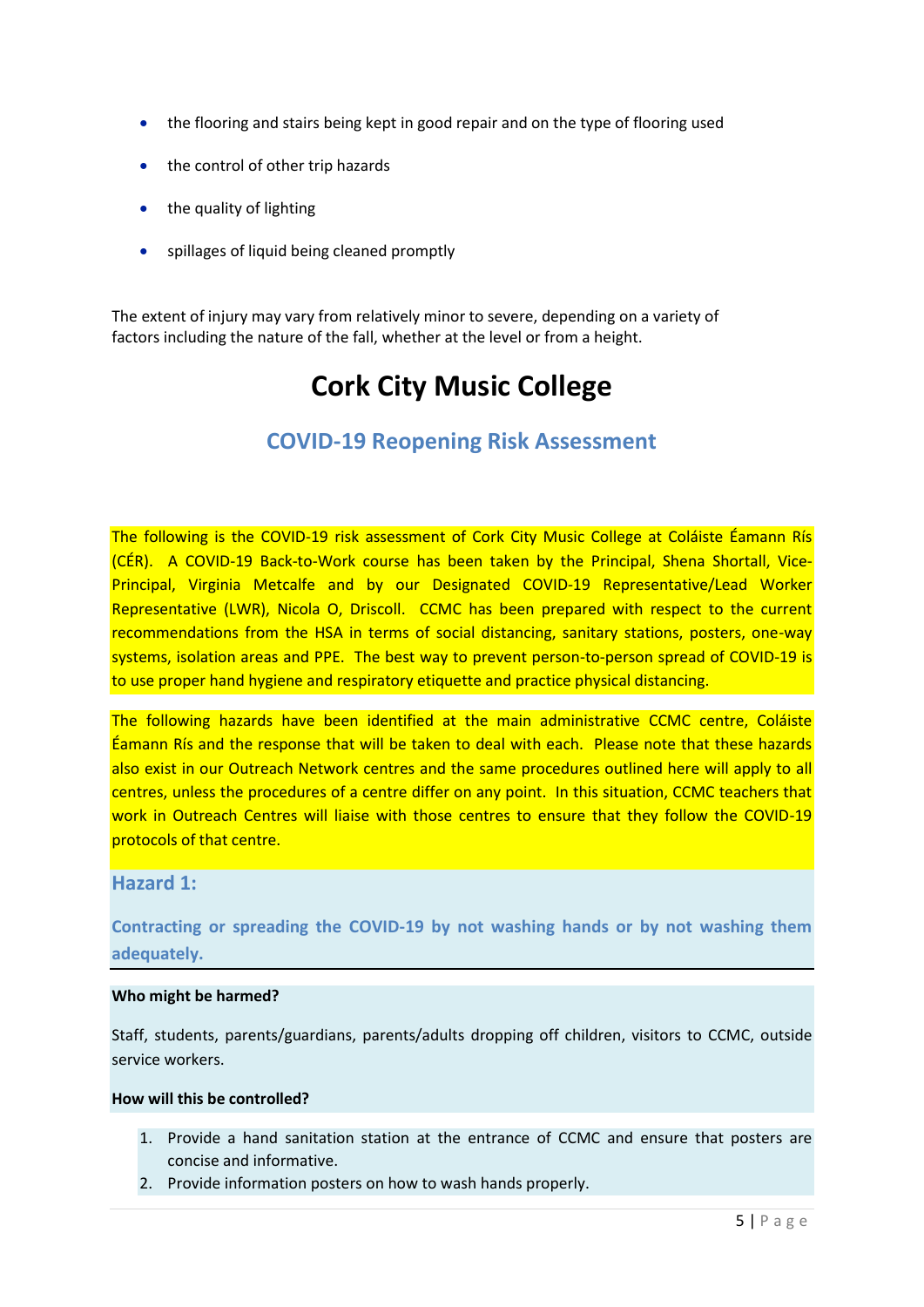- the flooring and stairs being kept in good repair and on the type of flooring used
- the control of other trip hazards
- the quality of lighting
- spillages of liquid being cleaned promptly

The extent of injury may vary from relatively minor to severe, depending on a variety of factors including the nature of the fall, whether at the level or from a height.

# Cork City Music College

## COVID-19 Reopening Risk Assessment

The following is the COVID-19 risk assessment of Cork City Music College at Coláiste Éamann Rís (CÉR). A COVID-19 Back-to-Work course has been taken by the Principal, Shena Shortall, Vice-Principal, Virginia Metcalfe and by our Designated COVID-19 Representative/Lead Worker Representative (LWR), Nicola O, Driscoll. CCMC has been prepared with respect to the current recommendations from the HSA in terms of social distancing, sanitary stations, posters, one-way systems, isolation areas and PPE. The best way to prevent person-to-person spread of COVID-19 is to use proper hand hygiene and respiratory etiquette and practice physical distancing.

The following hazards have been identified at the main administrative CCMC centre, Coláiste Éamann Rís and the response that will be taken to deal with each. Please note that these hazards also exist in our Outreach Network centres and the same procedures outlined here will apply to all centres, unless the procedures of a centre differ on any point. In this situation, CCMC teachers that work in Outreach Centres will liaise with those centres to ensure that they follow the COVID-19 protocols of that centre.

### Hazard 1:

### Contracting or spreading the COVID-19 by not washing hands or by not washing them adequately.

**Who might be harmed?**

Staff, students, parents/guardians, parents/adults dropping off children, visitors to CCMC, outside service workers.

**How will this be controlled?**

1. Provide a hand sanitation station at the entrance of CCMC and ensure that posters are concise and informative.
2. Provide information posters on how to wash hands properly.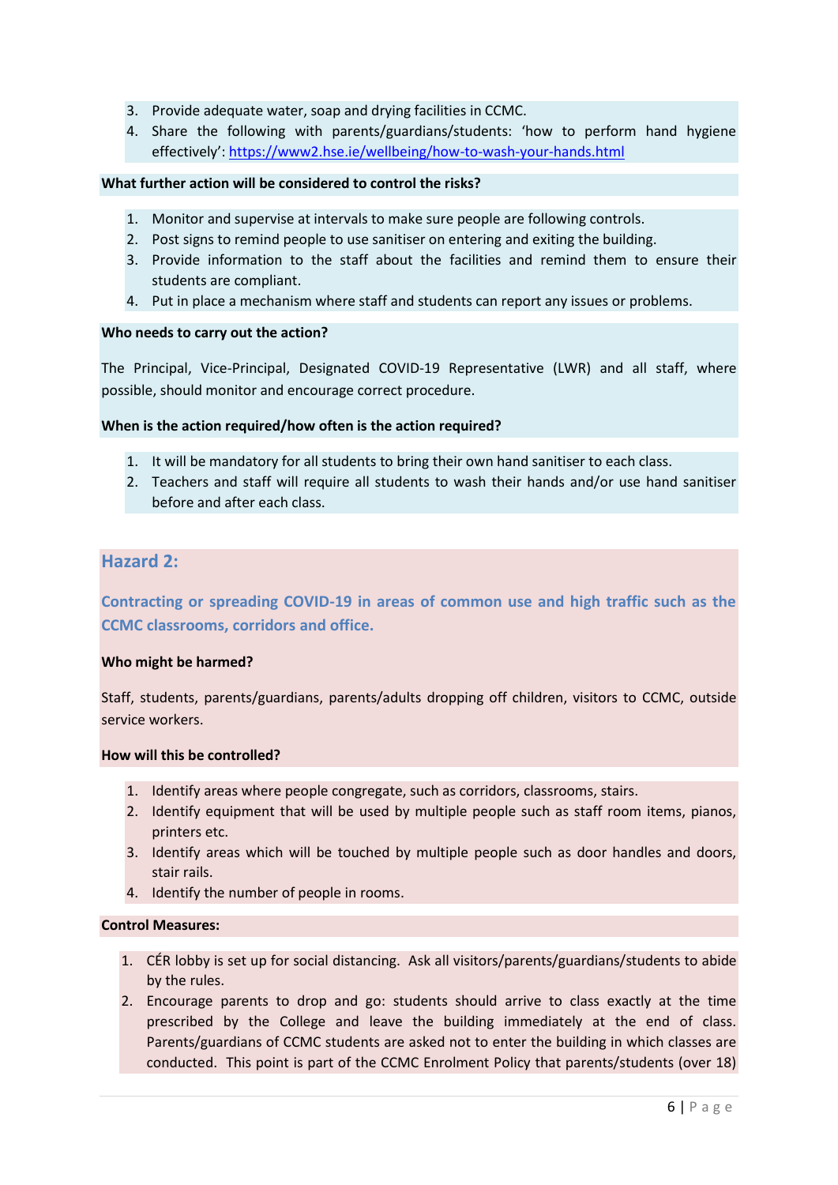3. Provide adequate water, soap and drying facilities in CCMC.
4. Share the following with parents/guardians/students: 'how to perform hand hygiene effectively': https://www2.hse.ie/wellbeing/how-to-wash-your-hands.html

**What further action will be considered to control the risks?**

1. Monitor and supervise at intervals to make sure people are following controls.
2. Post signs to remind people to use sanitiser on entering and exiting the building.
3. Provide information to the staff about the facilities and remind them to ensure their students are compliant.
4. Put in place a mechanism where staff and students can report any issues or problems.

**Who needs to carry out the action?**

The Principal, Vice-Principal, Designated COVID-19 Representative (LWR) and all staff, where possible, should monitor and encourage correct procedure.

**When is the action required/how often is the action required?**

1. It will be mandatory for all students to bring their own hand sanitiser to each class.
2. Teachers and staff will require all students to wash their hands and/or use hand sanitiser before and after each class.

## Hazard 2:

### Contracting or spreading COVID-19 in areas of common use and high traffic such as the CCMC classrooms, corridors and office.

**Who might be harmed?**

Staff, students, parents/guardians, parents/adults dropping off children, visitors to CCMC, outside service workers.

**How will this be controlled?**

1. Identify areas where people congregate, such as corridors, classrooms, stairs.
2. Identify equipment that will be used by multiple people such as staff room items, pianos, printers etc.
3. Identify areas which will be touched by multiple people such as door handles and doors, stair rails.
4. Identify the number of people in rooms.

**Control Measures:**

1. CÉR lobby is set up for social distancing. Ask all visitors/parents/guardians/students to abide by the rules.
2. Encourage parents to drop and go: students should arrive to class exactly at the time prescribed by the College and leave the building immediately at the end of class. Parents/guardians of CCMC students are asked not to enter the building in which classes are conducted. This point is part of the CCMC Enrolment Policy that parents/students (over 18)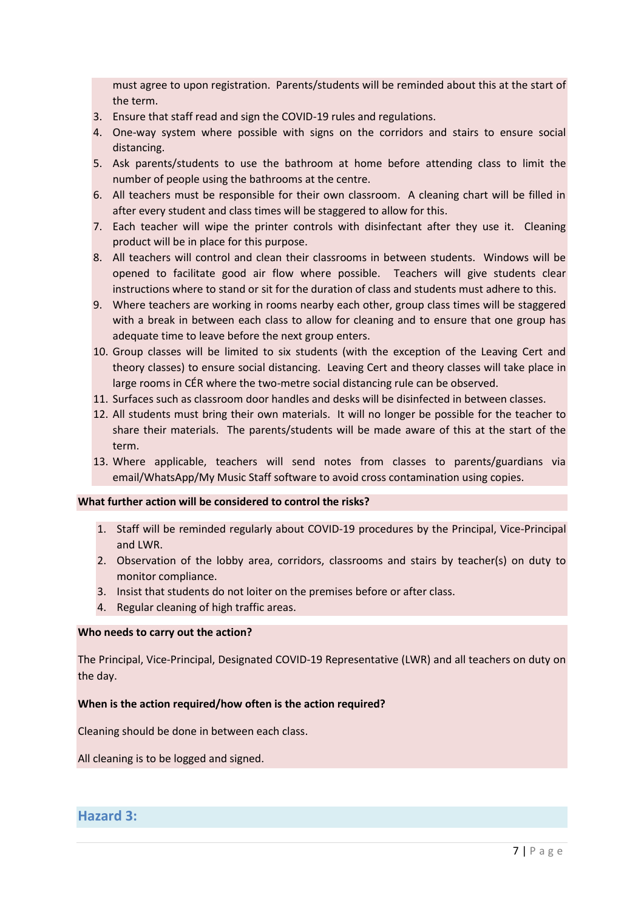must agree to upon registration. Parents/students will be reminded about this at the start of the term.

3. Ensure that staff read and sign the COVID-19 rules and regulations.
4. One-way system where possible with signs on the corridors and stairs to ensure social distancing.
5. Ask parents/students to use the bathroom at home before attending class to limit the number of people using the bathrooms at the centre.
6. All teachers must be responsible for their own classroom. A cleaning chart will be filled in after every student and class times will be staggered to allow for this.
7. Each teacher will wipe the printer controls with disinfectant after they use it. Cleaning product will be in place for this purpose.
8. All teachers will control and clean their classrooms in between students. Windows will be opened to facilitate good air flow where possible. Teachers will give students clear instructions where to stand or sit for the duration of class and students must adhere to this.
9. Where teachers are working in rooms nearby each other, group class times will be staggered with a break in between each class to allow for cleaning and to ensure that one group has adequate time to leave before the next group enters.
10. Group classes will be limited to six students (with the exception of the Leaving Cert and theory classes) to ensure social distancing. Leaving Cert and theory classes will take place in large rooms in CÉR where the two-metre social distancing rule can be observed.
11. Surfaces such as classroom door handles and desks will be disinfected in between classes.
12. All students must bring their own materials. It will no longer be possible for the teacher to share their materials. The parents/students will be made aware of this at the start of the term.
13. Where applicable, teachers will send notes from classes to parents/guardians via email/WhatsApp/My Music Staff software to avoid cross contamination using copies.

**What further action will be considered to control the risks?**

1. Staff will be reminded regularly about COVID-19 procedures by the Principal, Vice-Principal and LWR.
2. Observation of the lobby area, corridors, classrooms and stairs by teacher(s) on duty to monitor compliance.
3. Insist that students do not loiter on the premises before or after class.
4. Regular cleaning of high traffic areas.

**Who needs to carry out the action?**

The Principal, Vice-Principal, Designated COVID-19 Representative (LWR) and all teachers on duty on the day.

**When is the action required/how often is the action required?**

Cleaning should be done in between each class.

All cleaning is to be logged and signed.

## Hazard 3: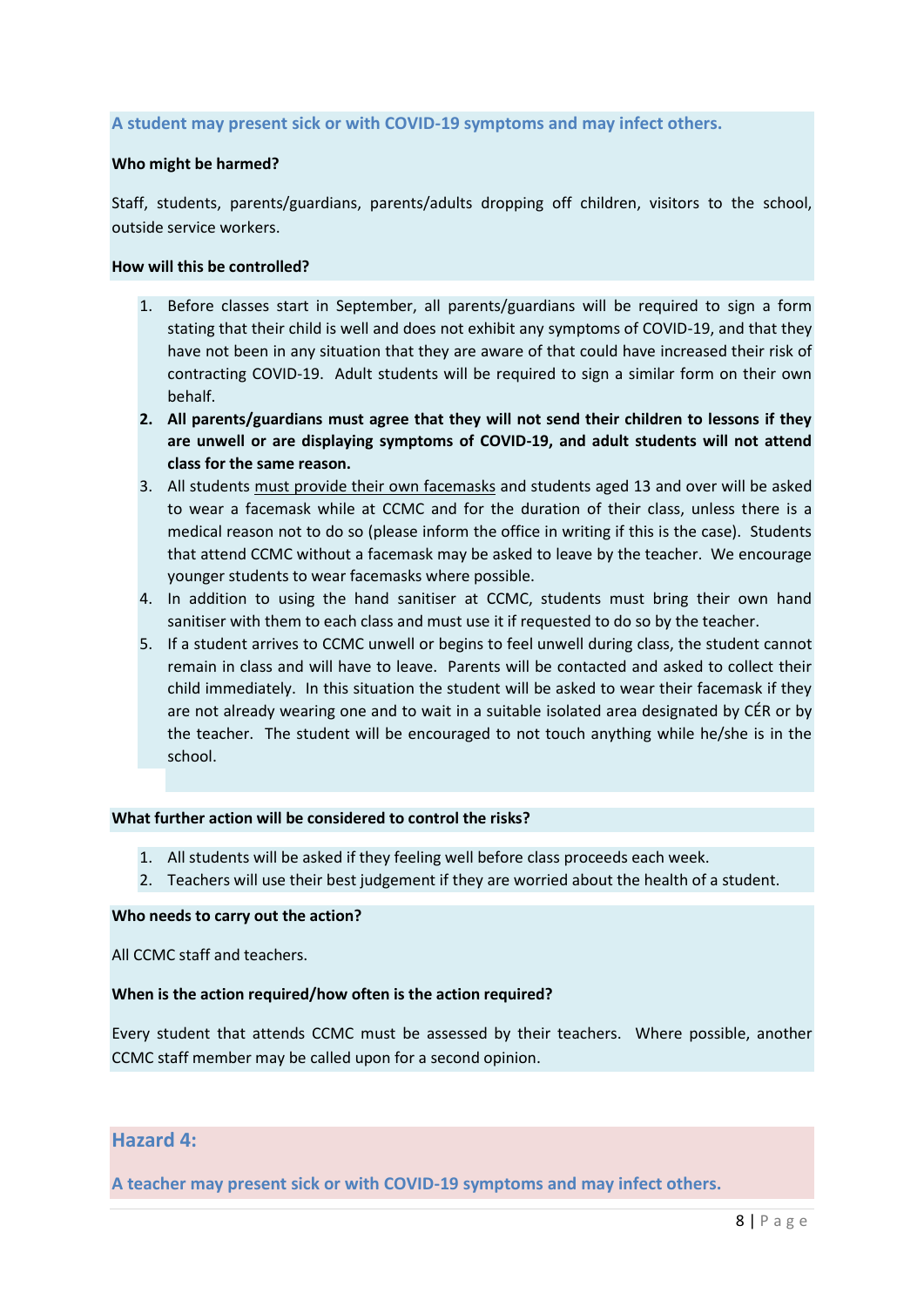### A student may present sick or with COVID-19 symptoms and may infect others.

**Who might be harmed?**

Staff, students, parents/guardians, parents/adults dropping off children, visitors to the school, outside service workers.

**How will this be controlled?**

1. Before classes start in September, all parents/guardians will be required to sign a form stating that their child is well and does not exhibit any symptoms of COVID-19, and that they have not been in any situation that they are aware of that could have increased their risk of contracting COVID-19. Adult students will be required to sign a similar form on their own behalf.
2. **All parents/guardians must agree that they will not send their children to lessons if they are unwell or are displaying symptoms of COVID-19, and adult students will not attend class for the same reason.**
3. All students <u>must provide their own facemasks</u> and students aged 13 and over will be asked to wear a facemask while at CCMC and for the duration of their class, unless there is a medical reason not to do so (please inform the office in writing if this is the case). Students that attend CCMC without a facemask may be asked to leave by the teacher. We encourage younger students to wear facemasks where possible.
4. In addition to using the hand sanitiser at CCMC, students must bring their own hand sanitiser with them to each class and must use it if requested to do so by the teacher.
5. If a student arrives to CCMC unwell or begins to feel unwell during class, the student cannot remain in class and will have to leave. Parents will be contacted and asked to collect their child immediately. In this situation the student will be asked to wear their facemask if they are not already wearing one and to wait in a suitable isolated area designated by CÉR or by the teacher. The student will be encouraged to not touch anything while he/she is in the school.

**What further action will be considered to control the risks?**

1. All students will be asked if they feeling well before class proceeds each week.
2. Teachers will use their best judgement if they are worried about the health of a student.

**Who needs to carry out the action?**

All CCMC staff and teachers.

**When is the action required/how often is the action required?**

Every student that attends CCMC must be assessed by their teachers. Where possible, another CCMC staff member may be called upon for a second opinion.

## Hazard 4:

### A teacher may present sick or with COVID-19 symptoms and may infect others.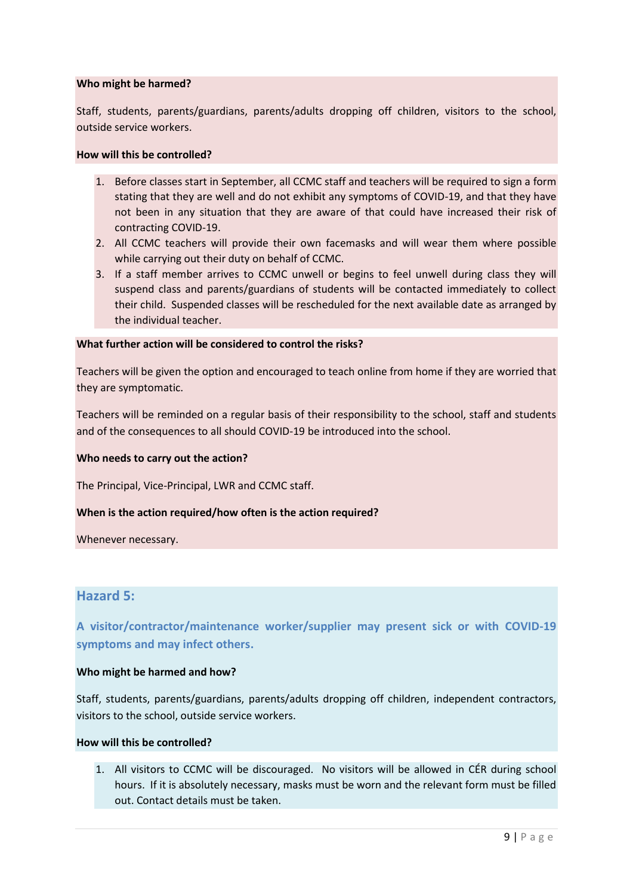**Who might be harmed?**

Staff, students, parents/guardians, parents/adults dropping off children, visitors to the school, outside service workers.

**How will this be controlled?**

1. Before classes start in September, all CCMC staff and teachers will be required to sign a form stating that they are well and do not exhibit any symptoms of COVID-19, and that they have not been in any situation that they are aware of that could have increased their risk of contracting COVID-19.
2. All CCMC teachers will provide their own facemasks and will wear them where possible while carrying out their duty on behalf of CCMC.
3. If a staff member arrives to CCMC unwell or begins to feel unwell during class they will suspend class and parents/guardians of students will be contacted immediately to collect their child. Suspended classes will be rescheduled for the next available date as arranged by the individual teacher.

**What further action will be considered to control the risks?**

Teachers will be given the option and encouraged to teach online from home if they are worried that they are symptomatic.

Teachers will be reminded on a regular basis of their responsibility to the school, staff and students and of the consequences to all should COVID-19 be introduced into the school.

**Who needs to carry out the action?**

The Principal, Vice-Principal, LWR and CCMC staff.

**When is the action required/how often is the action required?**

Whenever necessary.

## Hazard 5:

### A visitor/contractor/maintenance worker/supplier may present sick or with COVID-19 symptoms and may infect others.

**Who might be harmed and how?**

Staff, students, parents/guardians, parents/adults dropping off children, independent contractors, visitors to the school, outside service workers.

**How will this be controlled?**

1. All visitors to CCMC will be discouraged. No visitors will be allowed in CÉR during school hours. If it is absolutely necessary, masks must be worn and the relevant form must be filled out. Contact details must be taken.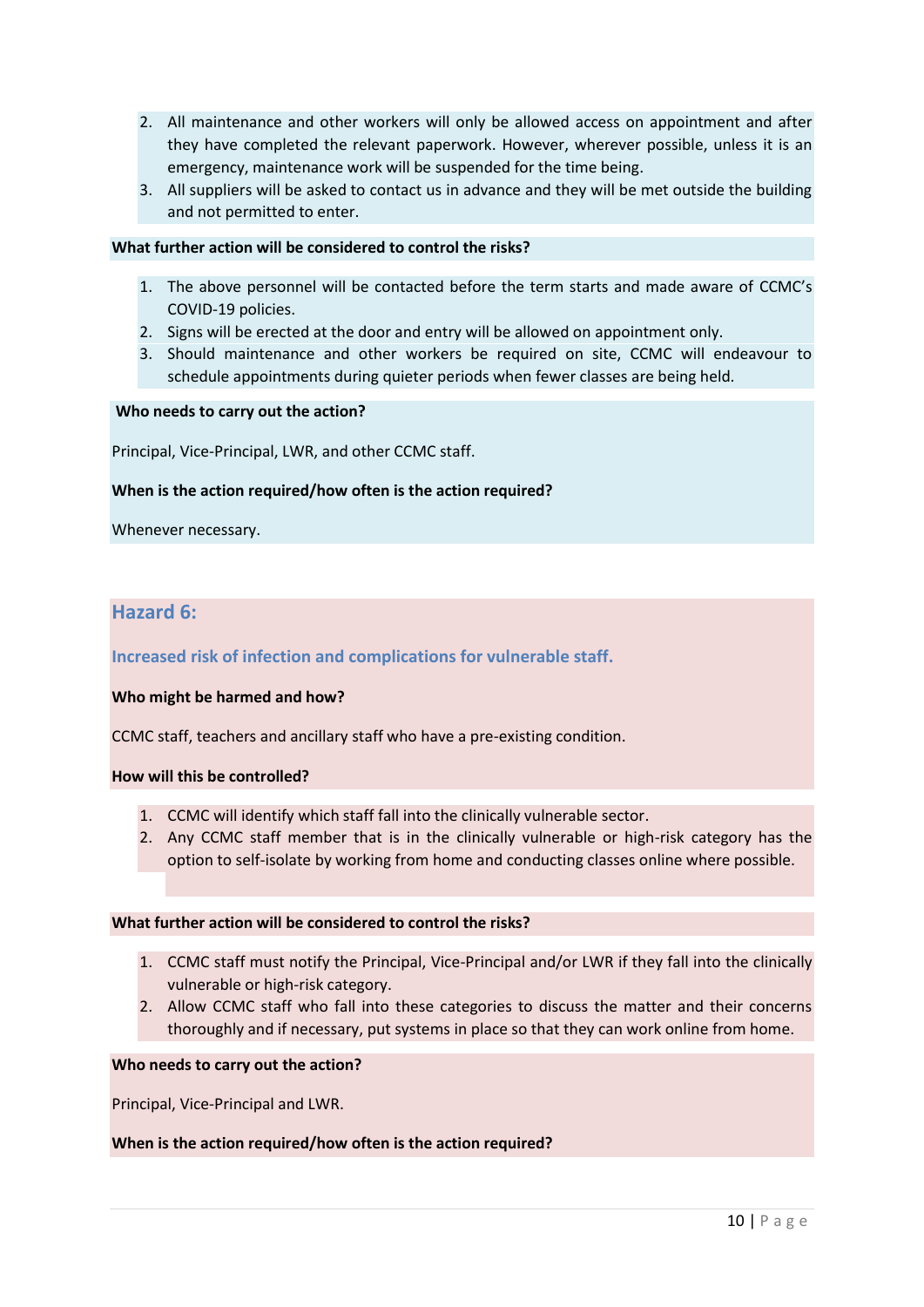2. All maintenance and other workers will only be allowed access on appointment and after they have completed the relevant paperwork. However, wherever possible, unless it is an emergency, maintenance work will be suspended for the time being.
3. All suppliers will be asked to contact us in advance and they will be met outside the building and not permitted to enter.

**What further action will be considered to control the risks?**

1. The above personnel will be contacted before the term starts and made aware of CCMC's COVID-19 policies.
2. Signs will be erected at the door and entry will be allowed on appointment only.
3. Should maintenance and other workers be required on site, CCMC will endeavour to schedule appointments during quieter periods when fewer classes are being held.

**Who needs to carry out the action?**

Principal, Vice-Principal, LWR, and other CCMC staff.

**When is the action required/how often is the action required?**

Whenever necessary.

## Hazard 6:

### Increased risk of infection and complications for vulnerable staff.

**Who might be harmed and how?**

CCMC staff, teachers and ancillary staff who have a pre-existing condition.

**How will this be controlled?**

1. CCMC will identify which staff fall into the clinically vulnerable sector.
2. Any CCMC staff member that is in the clinically vulnerable or high-risk category has the option to self-isolate by working from home and conducting classes online where possible.

**What further action will be considered to control the risks?**

1. CCMC staff must notify the Principal, Vice-Principal and/or LWR if they fall into the clinically vulnerable or high-risk category.
2. Allow CCMC staff who fall into these categories to discuss the matter and their concerns thoroughly and if necessary, put systems in place so that they can work online from home.

**Who needs to carry out the action?**

Principal, Vice-Principal and LWR.

**When is the action required/how often is the action required?**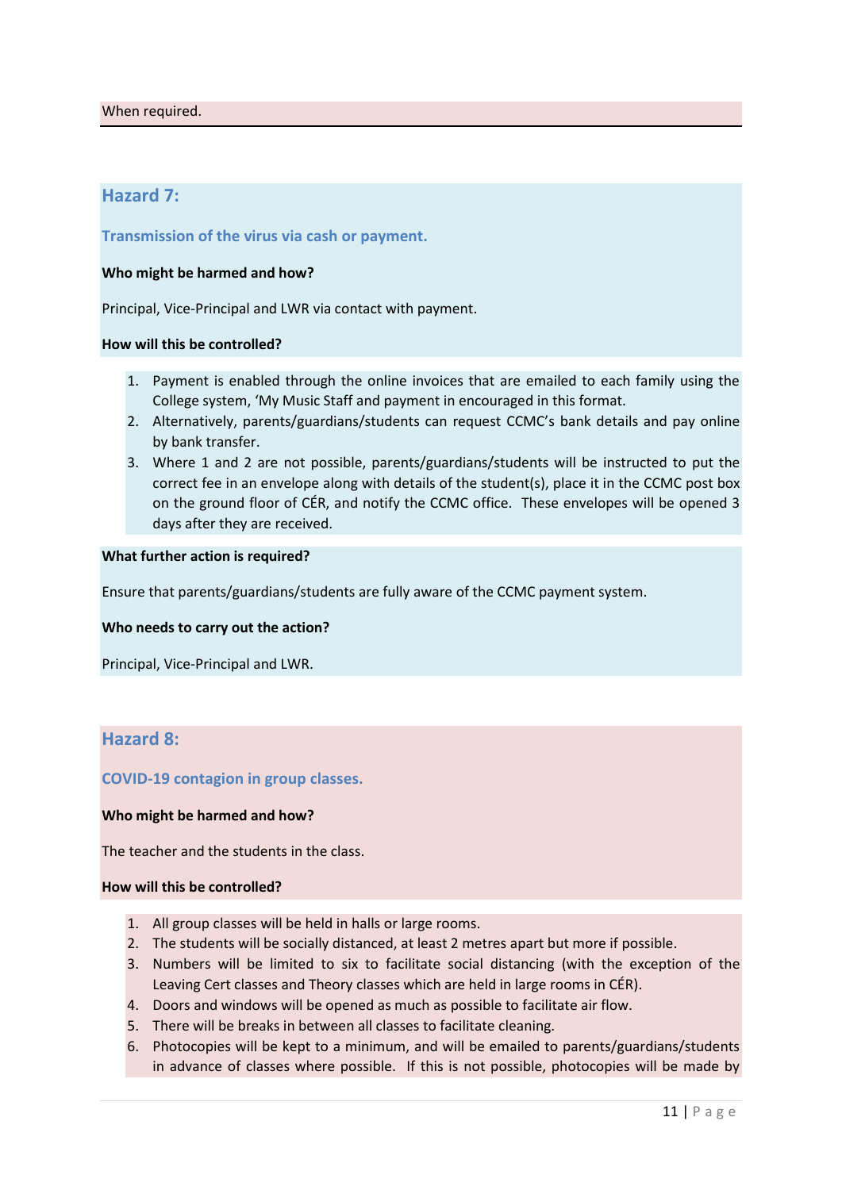When required.

## Hazard 7:

### Transmission of the virus via cash or payment.

**Who might be harmed and how?**

Principal, Vice-Principal and LWR via contact with payment.

**How will this be controlled?**

1. Payment is enabled through the online invoices that are emailed to each family using the College system, 'My Music Staff and payment in encouraged in this format.
2. Alternatively, parents/guardians/students can request CCMC's bank details and pay online by bank transfer.
3. Where 1 and 2 are not possible, parents/guardians/students will be instructed to put the correct fee in an envelope along with details of the student(s), place it in the CCMC post box on the ground floor of CÉR, and notify the CCMC office. These envelopes will be opened 3 days after they are received.

**What further action is required?**

Ensure that parents/guardians/students are fully aware of the CCMC payment system.

**Who needs to carry out the action?**

Principal, Vice-Principal and LWR.

## Hazard 8:

### COVID-19 contagion in group classes.

**Who might be harmed and how?**

The teacher and the students in the class.

**How will this be controlled?**

1. All group classes will be held in halls or large rooms.
2. The students will be socially distanced, at least 2 metres apart but more if possible.
3. Numbers will be limited to six to facilitate social distancing (with the exception of the Leaving Cert classes and Theory classes which are held in large rooms in CÉR).
4. Doors and windows will be opened as much as possible to facilitate air flow.
5. There will be breaks in between all classes to facilitate cleaning.
6. Photocopies will be kept to a minimum, and will be emailed to parents/guardians/students in advance of classes where possible. If this is not possible, photocopies will be made by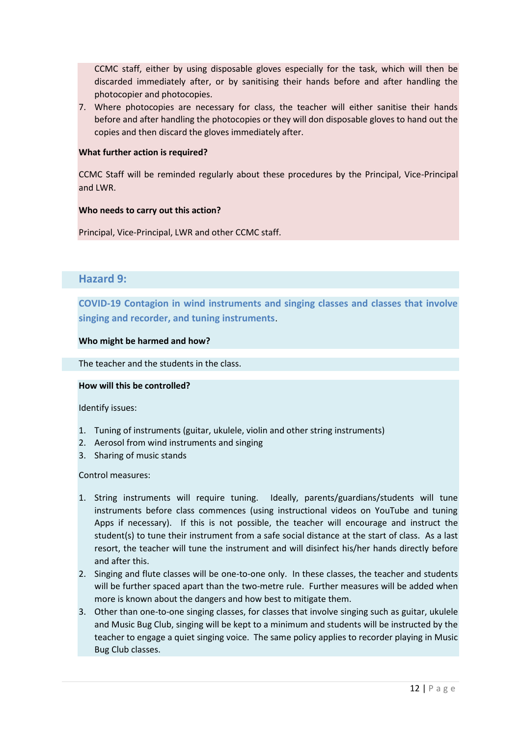CCMC staff, either by using disposable gloves especially for the task, which will then be discarded immediately after, or by sanitising their hands before and after handling the photocopier and photocopies.

7. Where photocopies are necessary for class, the teacher will either sanitise their hands before and after handling the photocopies or they will don disposable gloves to hand out the copies and then discard the gloves immediately after.

**What further action is required?**

CCMC Staff will be reminded regularly about these procedures by the Principal, Vice-Principal and LWR.

**Who needs to carry out this action?**

Principal, Vice-Principal, LWR and other CCMC staff.

## Hazard 9:

**COVID-19 Contagion in wind instruments and singing classes and classes that involve singing and recorder, and tuning instruments**.

**Who might be harmed and how?**

The teacher and the students in the class.

**How will this be controlled?**

Identify issues:

1. Tuning of instruments (guitar, ukulele, violin and other string instruments)
2. Aerosol from wind instruments and singing
3. Sharing of music stands

Control measures:

1. String instruments will require tuning. Ideally, parents/guardians/students will tune instruments before class commences (using instructional videos on YouTube and tuning Apps if necessary). If this is not possible, the teacher will encourage and instruct the student(s) to tune their instrument from a safe social distance at the start of class. As a last resort, the teacher will tune the instrument and will disinfect his/her hands directly before and after this.
2. Singing and flute classes will be one-to-one only. In these classes, the teacher and students will be further spaced apart than the two-metre rule. Further measures will be added when more is known about the dangers and how best to mitigate them.
3. Other than one-to-one singing classes, for classes that involve singing such as guitar, ukulele and Music Bug Club, singing will be kept to a minimum and students will be instructed by the teacher to engage a quiet singing voice. The same policy applies to recorder playing in Music Bug Club classes.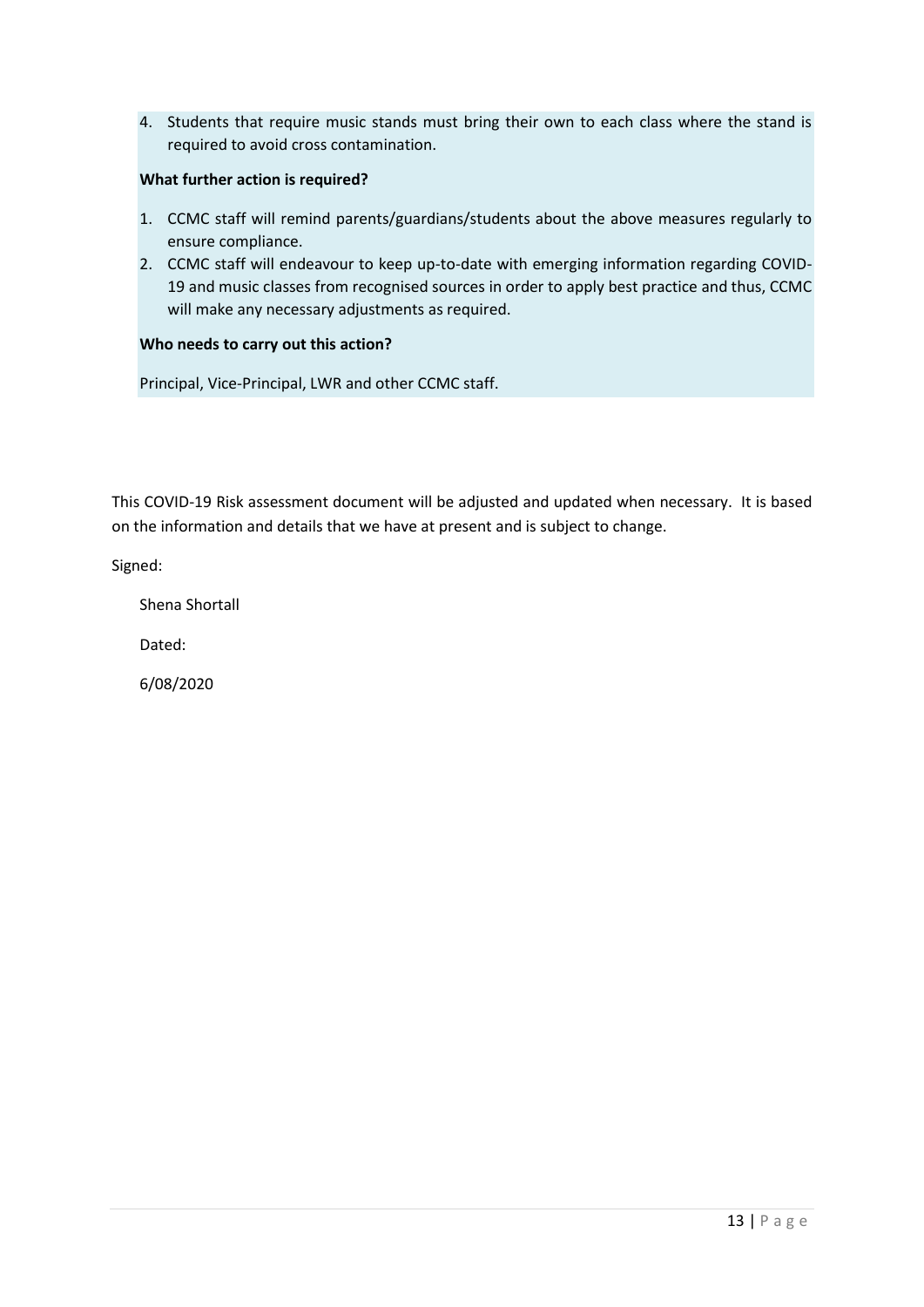4. Students that require music stands must bring their own to each class where the stand is required to avoid cross contamination.

**What further action is required?**

1. CCMC staff will remind parents/guardians/students about the above measures regularly to ensure compliance.
2. CCMC staff will endeavour to keep up-to-date with emerging information regarding COVID-19 and music classes from recognised sources in order to apply best practice and thus, CCMC will make any necessary adjustments as required.

**Who needs to carry out this action?**

Principal, Vice-Principal, LWR and other CCMC staff.

This COVID-19 Risk assessment document will be adjusted and updated when necessary. It is based on the information and details that we have at present and is subject to change.

Signed:

Shena Shortall

Dated:

6/08/2020